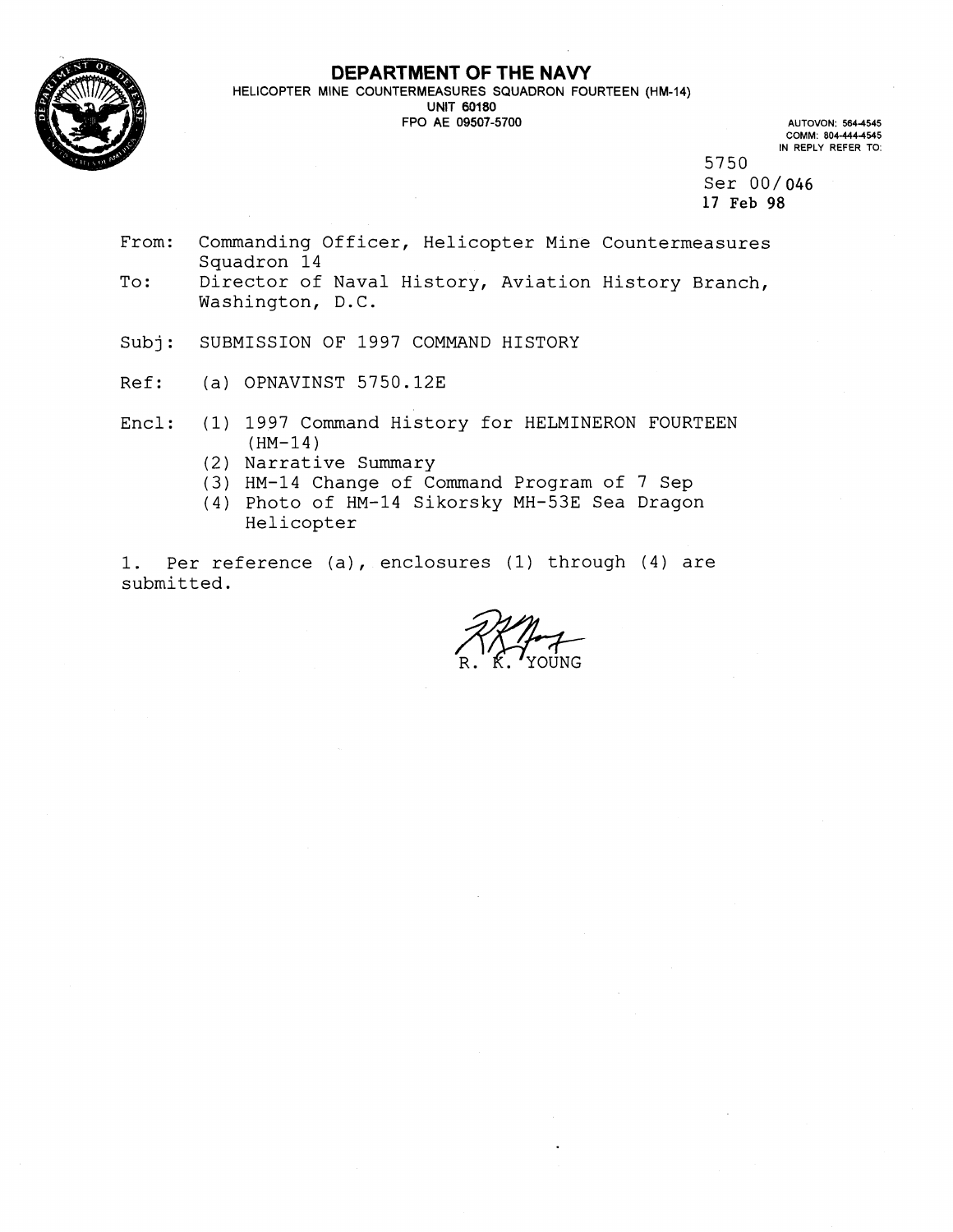# DEPARTMENT OF THE NAVY

HELICOPTER MINE COUNTERMEASURES SQUADRON FOURTEEN (HM-14)
UNIT 60180
FPO AE 09507-5700

AUTOVON: 564-4545
COMM: 804-444-4545
IN REPLY REFER TO:

5750
Ser 00/046
17 Feb 98

From: Commanding Officer, Helicopter Mine Countermeasures Squadron 14
To: Director of Naval History, Aviation History Branch, Washington, D.C.

Subj: SUBMISSION OF 1997 COMMAND HISTORY

Ref: (a) OPNAVINST 5750.12E

Encl: (1) 1997 Command History for HELMINERON FOURTEEN (HM-14)
(2) Narrative Summary
(3) HM-14 Change of Command Program of 7 Sep
(4) Photo of HM-14 Sikorsky MH-53E Sea Dragon Helicopter

1. Per reference (a), enclosures (1) through (4) are submitted.

R. K. YOUNG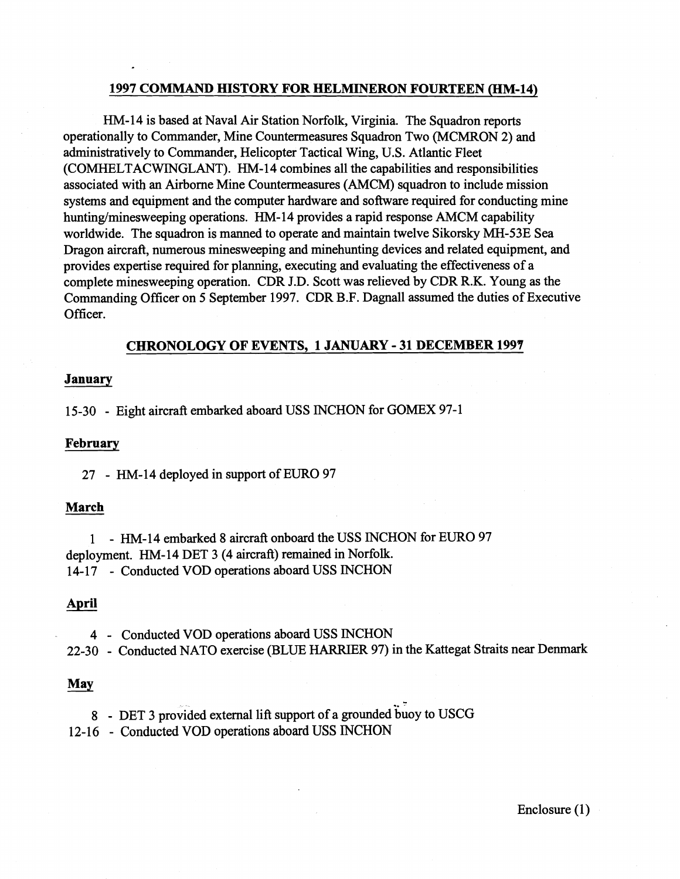## 1997 COMMAND HISTORY FOR HELMINERON FOURTEEN (HM-14)

HM-14 is based at Naval Air Station Norfolk, Virginia. The Squadron reports operationally to Commander, Mine Countermeasures Squadron Two (MCMRON 2) and administratively to Commander, Helicopter Tactical Wing, U.S. Atlantic Fleet (COMHELTACWINGLANT). HM-14 combines all the capabilities and responsibilities associated with an Airborne Mine Countermeasures (AMCM) squadron to include mission systems and equipment and the computer hardware and software required for conducting mine hunting/minesweeping operations. HM-14 provides a rapid response AMCM capability worldwide. The squadron is manned to operate and maintain twelve Sikorsky MH-53E Sea Dragon aircraft, numerous minesweeping and minehunting devices and related equipment, and provides expertise required for planning, executing and evaluating the effectiveness of a complete minesweeping operation. CDR J.D. Scott was relieved by CDR R.K. Young as the Commanding Officer on 5 September 1997. CDR B.F. Dagnall assumed the duties of Executive Officer.

## CHRONOLOGY OF EVENTS, 1 JANUARY - 31 DECEMBER 1997

### January

15-30 - Eight aircraft embarked aboard USS INCHON for GOMEX 97-1

### February

27 - HM-14 deployed in support of EURO 97

### March

1 - HM-14 embarked 8 aircraft onboard the USS INCHON for EURO 97 deployment. HM-14 DET 3 (4 aircraft) remained in Norfolk.
14-17 - Conducted VOD operations aboard USS INCHON

### April

4 - Conducted VOD operations aboard USS INCHON
22-30 - Conducted NATO exercise (BLUE HARRIER 97) in the Kattegat Straits near Denmark

### May

8 - DET 3 provided external lift support of a grounded buoy to USCG
12-16 - Conducted VOD operations aboard USS INCHON

Enclosure (1)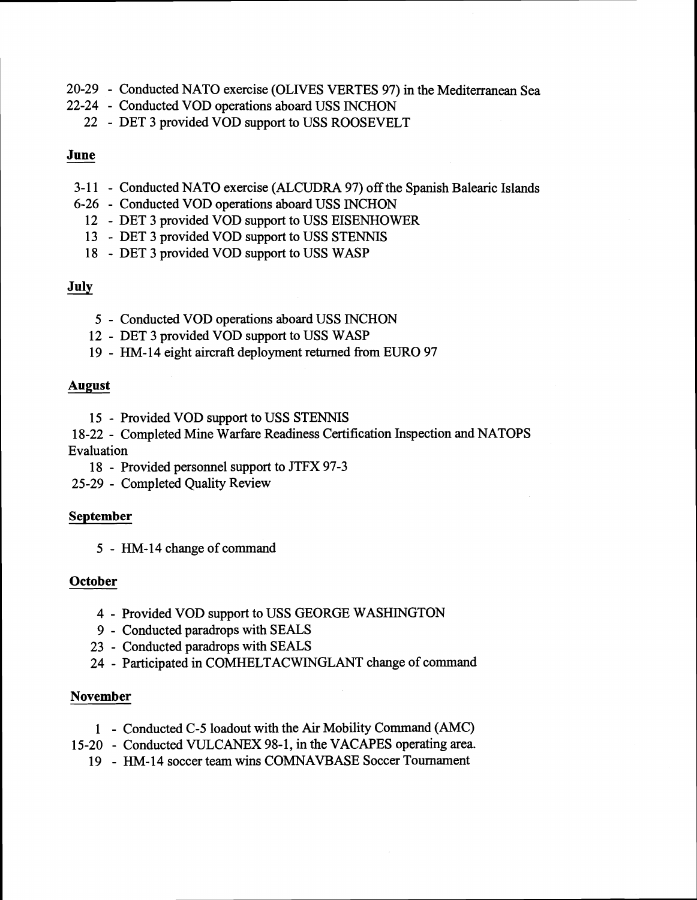20-29 - Conducted NATO exercise (OLIVES VERTES 97) in the Mediterranean Sea
22-24 - Conducted VOD operations aboard USS INCHON
22 - DET 3 provided VOD support to USS ROOSEVELT

**June**

3-11 - Conducted NATO exercise (ALCUDRA 97) off the Spanish Balearic Islands
6-26 - Conducted VOD operations aboard USS INCHON
12 - DET 3 provided VOD support to USS EISENHOWER
13 - DET 3 provided VOD support to USS STENNIS
18 - DET 3 provided VOD support to USS WASP

**July**

5 - Conducted VOD operations aboard USS INCHON
12 - DET 3 provided VOD support to USS WASP
19 - HM-14 eight aircraft deployment returned from EURO 97

**August**

15 - Provided VOD support to USS STENNIS
18-22 - Completed Mine Warfare Readiness Certification Inspection and NATOPS Evaluation
18 - Provided personnel support to JTFX 97-3
25-29 - Completed Quality Review

**September**

5 - HM-14 change of command

**October**

4 - Provided VOD support to USS GEORGE WASHINGTON
9 - Conducted paradrops with SEALS
23 - Conducted paradrops with SEALS
24 - Participated in COMHELTACWINGLANT change of command

**November**

1 - Conducted C-5 loadout with the Air Mobility Command (AMC)
15-20 - Conducted VULCANEX 98-1, in the VACAPES operating area.
19 - HM-14 soccer team wins COMNAVBASE Soccer Tournament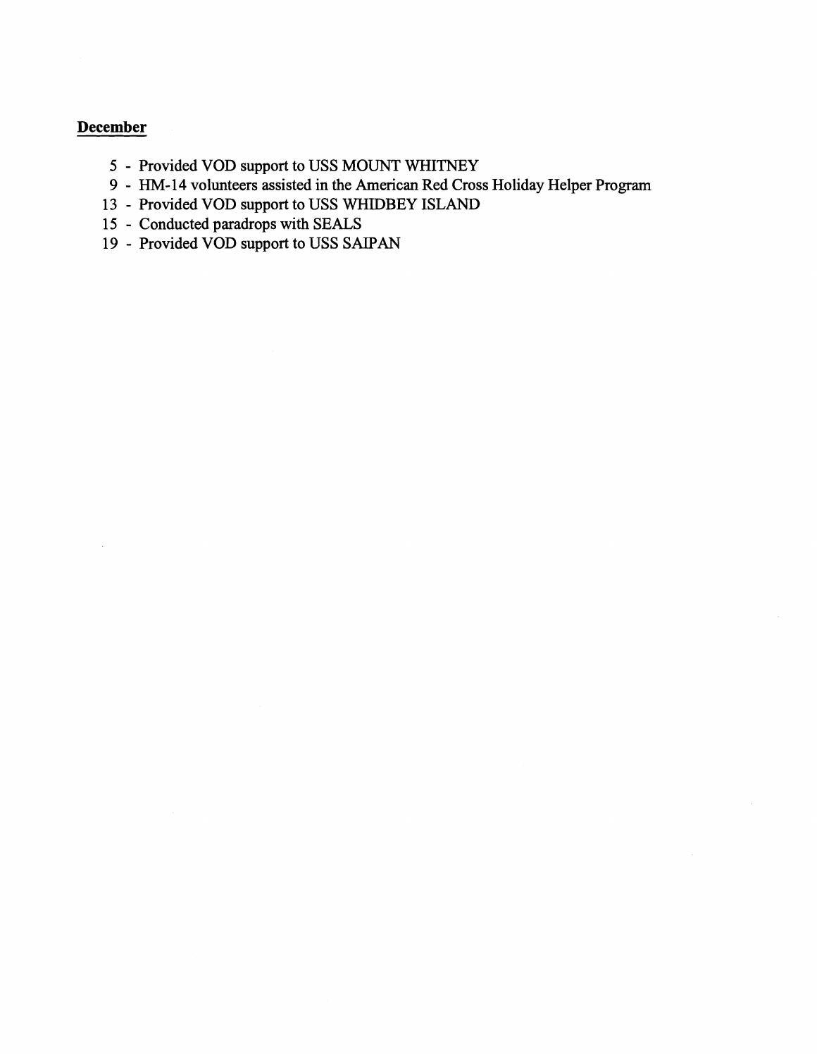**December**

5 - Provided VOD support to USS MOUNT WHITNEY
9 - HM-14 volunteers assisted in the American Red Cross Holiday Helper Program
13 - Provided VOD support to USS WHIDBEY ISLAND
15 - Conducted paradrops with SEALS
19 - Provided VOD support to USS SAIPAN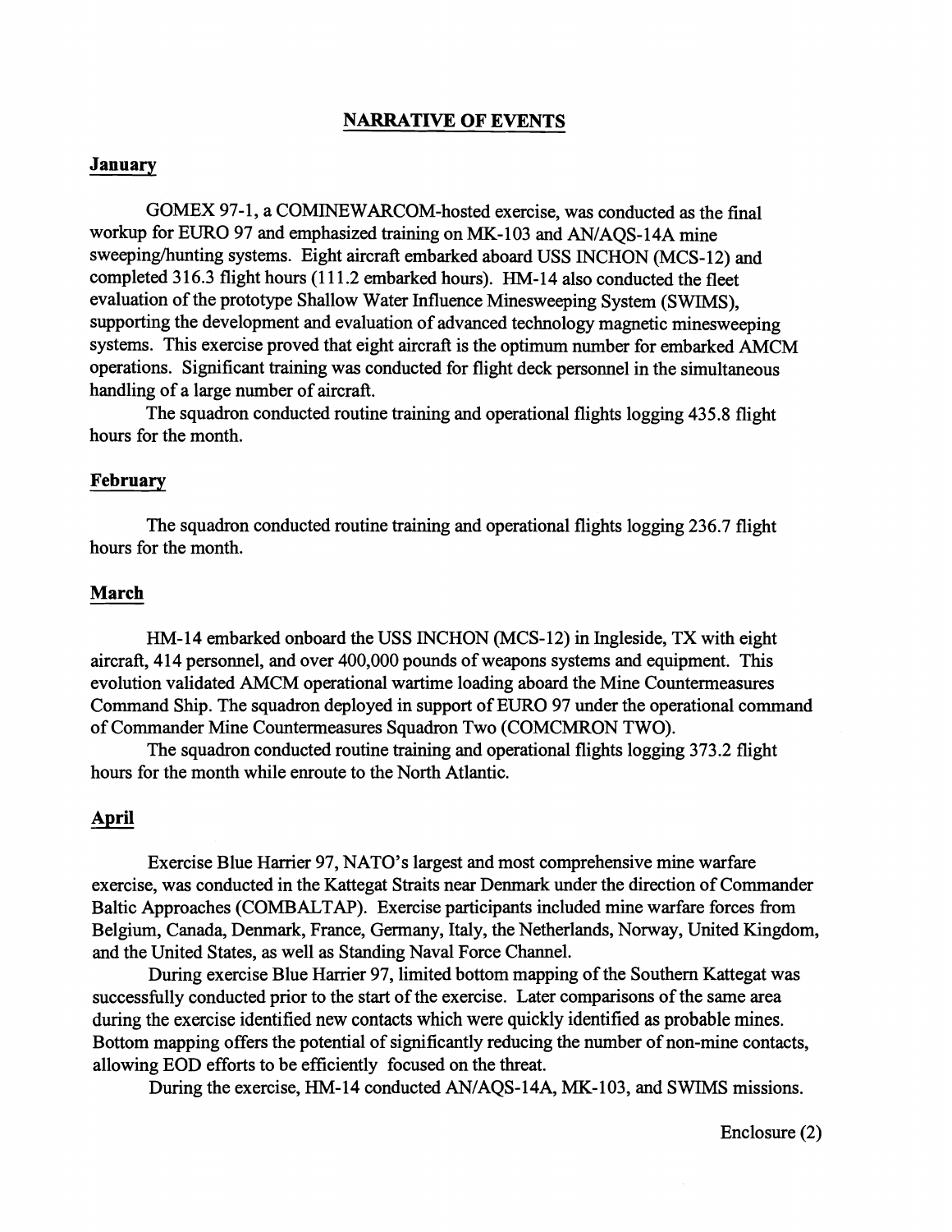## NARRATIVE OF EVENTS

### January

GOMEX 97-1, a COMINEWARCOM-hosted exercise, was conducted as the final workup for EURO 97 and emphasized training on MK-103 and AN/AQS-14A mine sweeping/hunting systems. Eight aircraft embarked aboard USS INCHON (MCS-12) and completed 316.3 flight hours (111.2 embarked hours). HM-14 also conducted the fleet evaluation of the prototype Shallow Water Influence Minesweeping System (SWIMS), supporting the development and evaluation of advanced technology magnetic minesweeping systems. This exercise proved that eight aircraft is the optimum number for embarked AMCM operations. Significant training was conducted for flight deck personnel in the simultaneous handling of a large number of aircraft.

The squadron conducted routine training and operational flights logging 435.8 flight hours for the month.

### February

The squadron conducted routine training and operational flights logging 236.7 flight hours for the month.

### March

HM-14 embarked onboard the USS INCHON (MCS-12) in Ingleside, TX with eight aircraft, 414 personnel, and over 400,000 pounds of weapons systems and equipment. This evolution validated AMCM operational wartime loading aboard the Mine Countermeasures Command Ship. The squadron deployed in support of EURO 97 under the operational command of Commander Mine Countermeasures Squadron Two (COMCMRON TWO).

The squadron conducted routine training and operational flights logging 373.2 flight hours for the month while enroute to the North Atlantic.

### April

Exercise Blue Harrier 97, NATO's largest and most comprehensive mine warfare exercise, was conducted in the Kattegat Straits near Denmark under the direction of Commander Baltic Approaches (COMBALTAP). Exercise participants included mine warfare forces from Belgium, Canada, Denmark, France, Germany, Italy, the Netherlands, Norway, United Kingdom, and the United States, as well as Standing Naval Force Channel.

During exercise Blue Harrier 97, limited bottom mapping of the Southern Kattegat was successfully conducted prior to the start of the exercise. Later comparisons of the same area during the exercise identified new contacts which were quickly identified as probable mines. Bottom mapping offers the potential of significantly reducing the number of non-mine contacts, allowing EOD efforts to be efficiently focused on the threat.

During the exercise, HM-14 conducted AN/AQS-14A, MK-103, and SWIMS missions.

Enclosure (2)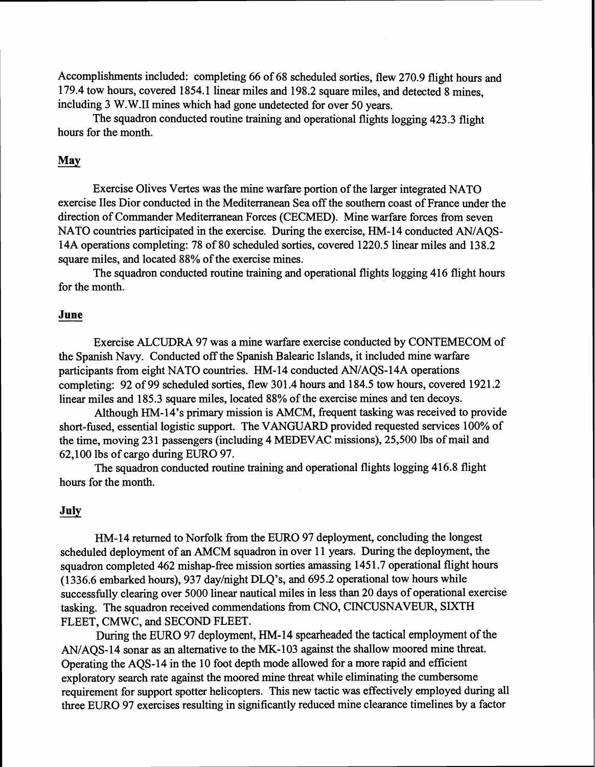Accomplishments included: completing 66 of 68 scheduled sorties, flew 270.9 flight hours and 179.4 tow hours, covered 1854.1 linear miles and 198.2 square miles, and detected 8 mines, including 3 W.W.II mines which had gone undetected for over 50 years.

The squadron conducted routine training and operational flights logging 423.3 flight hours for the month.

## May

Exercise Olives Vertes was the mine warfare portion of the larger integrated NATO exercise Iles Dior conducted in the Mediterranean Sea off the southern coast of France under the direction of Commander Mediterranean Forces (CECMED). Mine warfare forces from seven NATO countries participated in the exercise. During the exercise, HM-14 conducted AN/AQS-14A operations completing: 78 of 80 scheduled sorties, covered 1220.5 linear miles and 138.2 square miles, and located 88% of the exercise mines.

The squadron conducted routine training and operational flights logging 416 flight hours for the month.

## June

Exercise ALCUDRA 97 was a mine warfare exercise conducted by CONTEMECOM of the Spanish Navy. Conducted off the Spanish Balearic Islands, it included mine warfare participants from eight NATO countries. HM-14 conducted AN/AQS-14A operations completing: 92 of 99 scheduled sorties, flew 301.4 hours and 184.5 tow hours, covered 1921.2 linear miles and 185.3 square miles, located 88% of the exercise mines and ten decoys.

Although HM-14's primary mission is AMCM, frequent tasking was received to provide short-fused, essential logistic support. The VANGUARD provided requested services 100% of the time, moving 231 passengers (including 4 MEDEVAC missions), 25,500 lbs of mail and 62,100 lbs of cargo during EURO 97.

The squadron conducted routine training and operational flights logging 416.8 flight hours for the month.

## July

HM-14 returned to Norfolk from the EURO 97 deployment, concluding the longest scheduled deployment of an AMCM squadron in over 11 years. During the deployment, the squadron completed 462 mishap-free mission sorties amassing 1451.7 operational flight hours (1336.6 embarked hours), 937 day/night DLQ's, and 695.2 operational tow hours while successfully clearing over 5000 linear nautical miles in less than 20 days of operational exercise tasking. The squadron received commendations from CNO, CINCUSNAVEUR, SIXTH FLEET, CMWC, and SECOND FLEET.

During the EURO 97 deployment, HM-14 spearheaded the tactical employment of the AN/AQS-14 sonar as an alternative to the MK-103 against the shallow moored mine threat. Operating the AQS-14 in the 10 foot depth mode allowed for a more rapid and efficient exploratory search rate against the moored mine threat while eliminating the cumbersome requirement for support spotter helicopters. This new tactic was effectively employed during all three EURO 97 exercises resulting in significantly reduced mine clearance timelines by a factor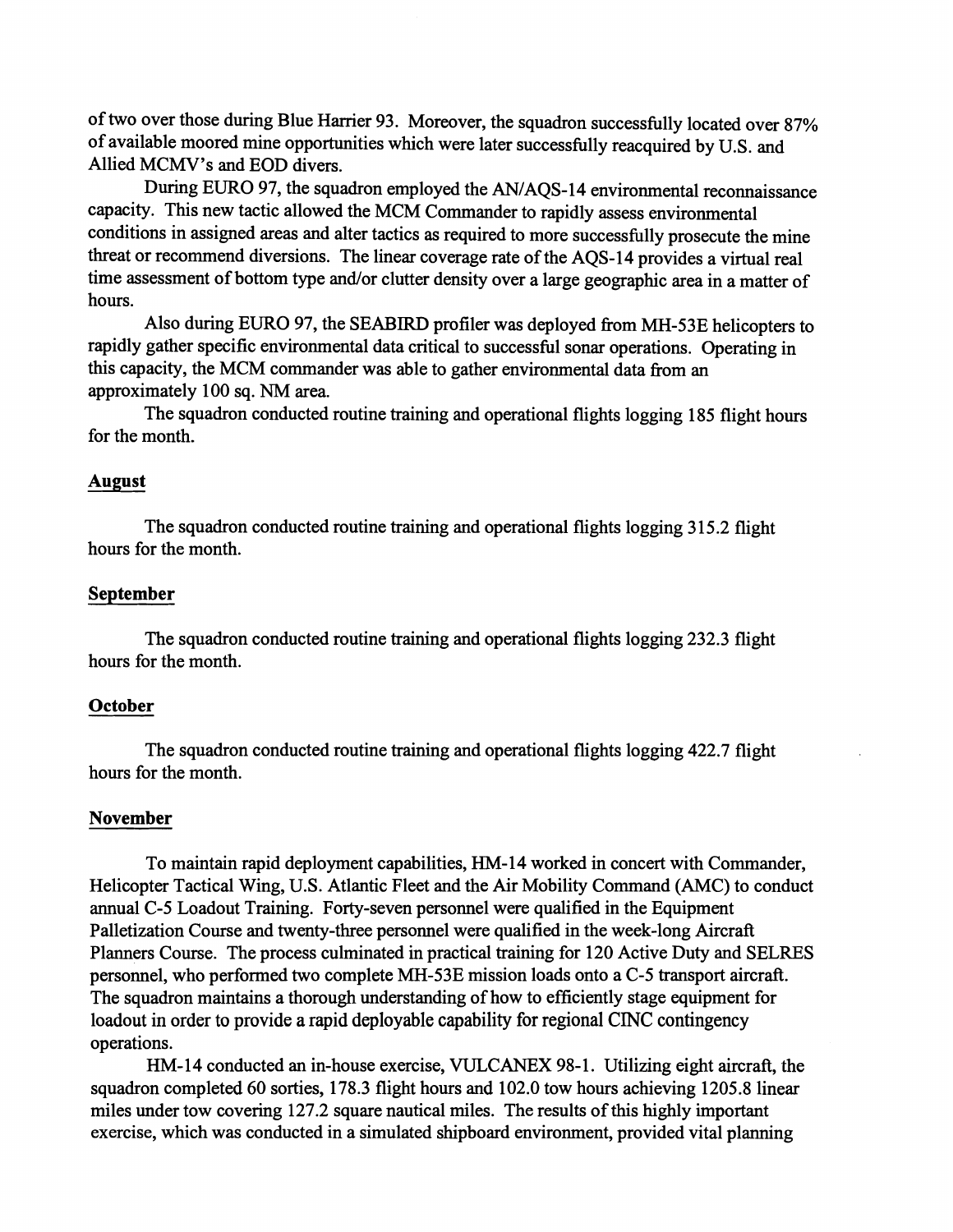of two over those during Blue Harrier 93. Moreover, the squadron successfully located over 87% of available moored mine opportunities which were later successfully reacquired by U.S. and Allied MCMV's and EOD divers.

During EURO 97, the squadron employed the AN/AQS-14 environmental reconnaissance capacity. This new tactic allowed the MCM Commander to rapidly assess environmental conditions in assigned areas and alter tactics as required to more successfully prosecute the mine threat or recommend diversions. The linear coverage rate of the AQS-14 provides a virtual real time assessment of bottom type and/or clutter density over a large geographic area in a matter of hours.

Also during EURO 97, the SEABIRD profiler was deployed from MH-53E helicopters to rapidly gather specific environmental data critical to successful sonar operations. Operating in this capacity, the MCM commander was able to gather environmental data from an approximately 100 sq. NM area.

The squadron conducted routine training and operational flights logging 185 flight hours for the month.

**August**

The squadron conducted routine training and operational flights logging 315.2 flight hours for the month.

**September**

The squadron conducted routine training and operational flights logging 232.3 flight hours for the month.

**October**

The squadron conducted routine training and operational flights logging 422.7 flight hours for the month.

**November**

To maintain rapid deployment capabilities, HM-14 worked in concert with Commander, Helicopter Tactical Wing, U.S. Atlantic Fleet and the Air Mobility Command (AMC) to conduct annual C-5 Loadout Training. Forty-seven personnel were qualified in the Equipment Palletization Course and twenty-three personnel were qualified in the week-long Aircraft Planners Course. The process culminated in practical training for 120 Active Duty and SELRES personnel, who performed two complete MH-53E mission loads onto a C-5 transport aircraft. The squadron maintains a thorough understanding of how to efficiently stage equipment for loadout in order to provide a rapid deployable capability for regional CINC contingency operations.

HM-14 conducted an in-house exercise, VULCANEX 98-1. Utilizing eight aircraft, the squadron completed 60 sorties, 178.3 flight hours and 102.0 tow hours achieving 1205.8 linear miles under tow covering 127.2 square nautical miles. The results of this highly important exercise, which was conducted in a simulated shipboard environment, provided vital planning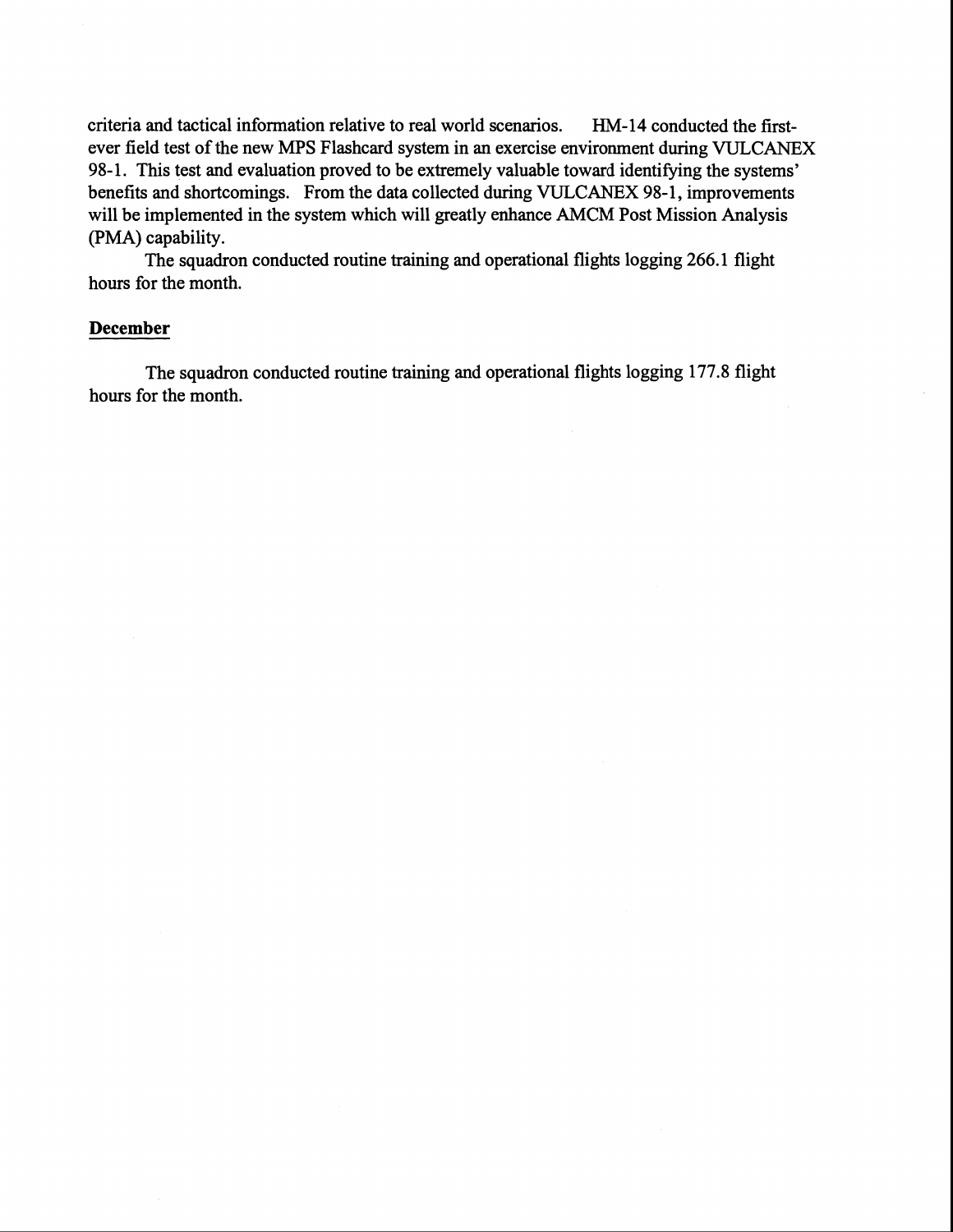criteria and tactical information relative to real world scenarios. HM-14 conducted the first-ever field test of the new MPS Flashcard system in an exercise environment during VULCANEX 98-1. This test and evaluation proved to be extremely valuable toward identifying the systems' benefits and shortcomings. From the data collected during VULCANEX 98-1, improvements will be implemented in the system which will greatly enhance AMCM Post Mission Analysis (PMA) capability.

The squadron conducted routine training and operational flights logging 266.1 flight hours for the month.

**December**

The squadron conducted routine training and operational flights logging 177.8 flight hours for the month.